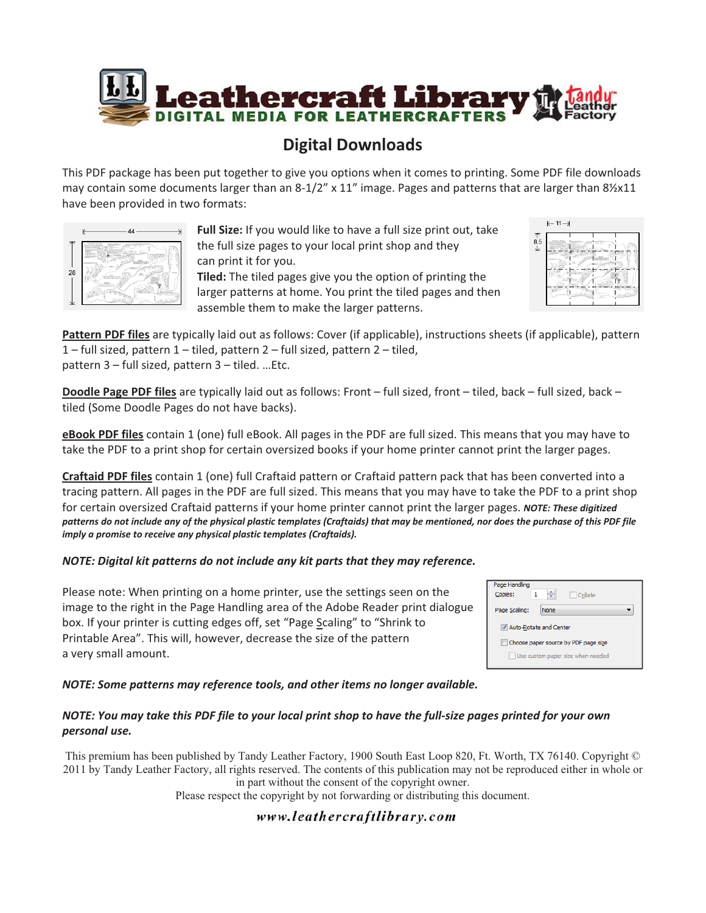# Leathercraft Library

DIGITAL MEDIA FOR LEATHERCRAFTERS

## Digital Downloads

This PDF package has been put together to give you options when it comes to printing. Some PDF file downloads may contain some documents larger than an 8-1/2" x 11" image. Pages and patterns that are larger than 8½x11 have been provided in two formats:

**Full Size:** If you would like to have a full size print out, take the full size pages to your local print shop and they can print it for you.
**Tiled:** The tiled pages give you the option of printing the larger patterns at home. You print the tiled pages and then assemble them to make the larger patterns.

<u>**Pattern PDF files**</u> are typically laid out as follows: Cover (if applicable), instructions sheets (if applicable), pattern 1 – full sized, pattern 1 – tiled, pattern 2 – full sized, pattern 2 – tiled, pattern 3 – full sized, pattern 3 – tiled. …Etc.

<u>**Doodle Page PDF files**</u> are typically laid out as follows: Front – full sized, front – tiled, back – full sized, back – tiled (Some Doodle Pages do not have backs).

<u>**eBook PDF files**</u> contain 1 (one) full eBook. All pages in the PDF are full sized. This means that you may have to take the PDF to a print shop for certain oversized books if your home printer cannot print the larger pages.

<u>**Craftaid PDF files**</u> contain 1 (one) full Craftaid pattern or Craftaid pattern pack that has been converted into a tracing pattern. All pages in the PDF are full sized. This means that you may have to take the PDF to a print shop for certain oversized Craftaid patterns if your home printer cannot print the larger pages. ***NOTE: These digitized patterns do not include any of the physical plastic templates (Craftaids) that may be mentioned, nor does the purchase of this PDF file imply a promise to receive any physical plastic templates (Craftaids).***

***NOTE: Digital kit patterns do not include any kit parts that they may reference.***

Please note: When printing on a home printer, use the settings seen on the image to the right in the Page Handling area of the Adobe Reader print dialogue box. If your printer is cutting edges off, set "Page Scaling" to "Shrink to Printable Area". This will, however, decrease the size of the pattern a very small amount.

***NOTE: Some patterns may reference tools, and other items no longer available.***

***NOTE: You may take this PDF file to your local print shop to have the full-size pages printed for your own personal use.***

This premium has been published by Tandy Leather Factory, 1900 South East Loop 820, Ft. Worth, TX 76140. Copyright © 2011 by Tandy Leather Factory, all rights reserved. The contents of this publication may not be reproduced either in whole or in part without the consent of the copyright owner.
Please respect the copyright by not forwarding or distributing this document.

*www.leathercraftlibrary.com*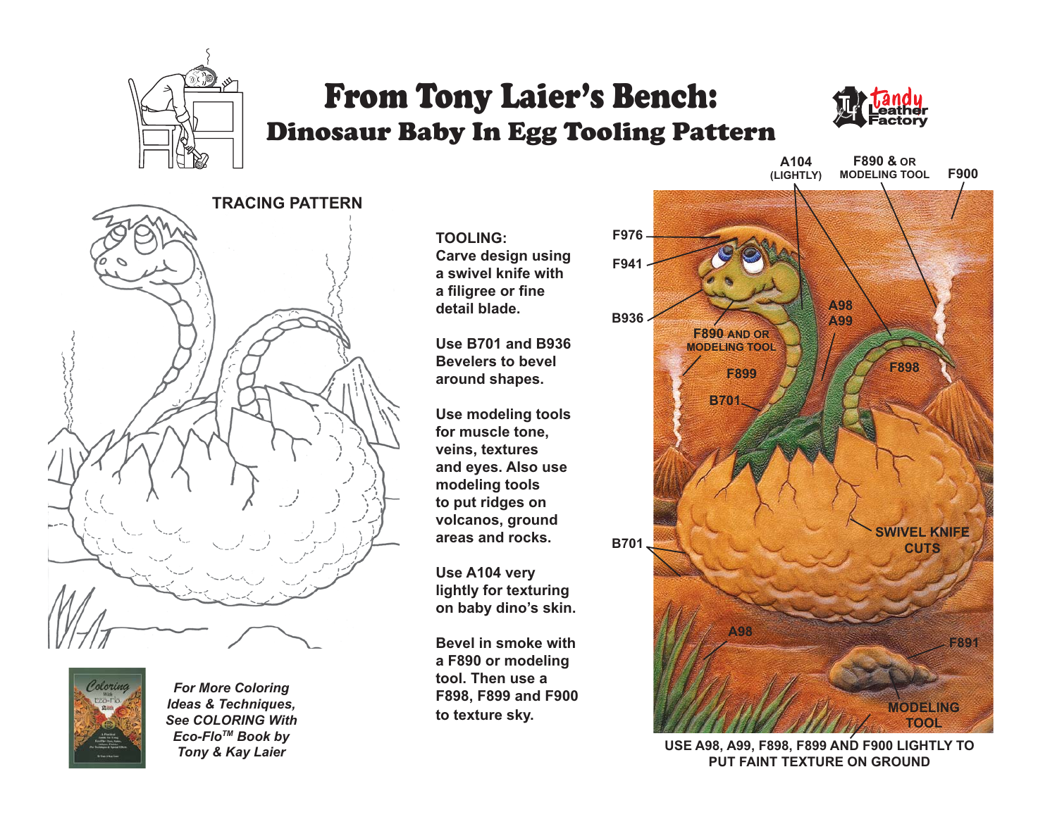# From Tony Laier's Bench:

## Dinosaur Baby In Egg Tooling Pattern

**TRACING PATTERN**

**TOOLING:**
**Carve design using a swivel knife with a filigree or fine detail blade.**

**Use B701 and B936 Bevelers to bevel around shapes.**

**Use modeling tools for muscle tone, veins, textures and eyes. Also use modeling tools to put ridges on volcanos, ground areas and rocks.**

**Use A104 very lightly for texturing on baby dino's skin.**

**Bevel in smoke with a F890 or modeling tool. Then use a F898, F899 and F900 to texture sky.**

A104 (LIGHTLY)
F890 & OR MODELING TOOL
F900
F976
F941
B936
A98
A99
F890 AND OR MODELING TOOL
F899
F898
B701
SWIVEL KNIFE CUTS
B701
A98
F891
MODELING TOOL

**USE A98, A99, F898, F899 AND F900 LIGHTLY TO PUT FAINT TEXTURE ON GROUND**

*For More Coloring Ideas & Techniques, See COLORING With Eco-Flo™ Book by Tony & Kay Laier*